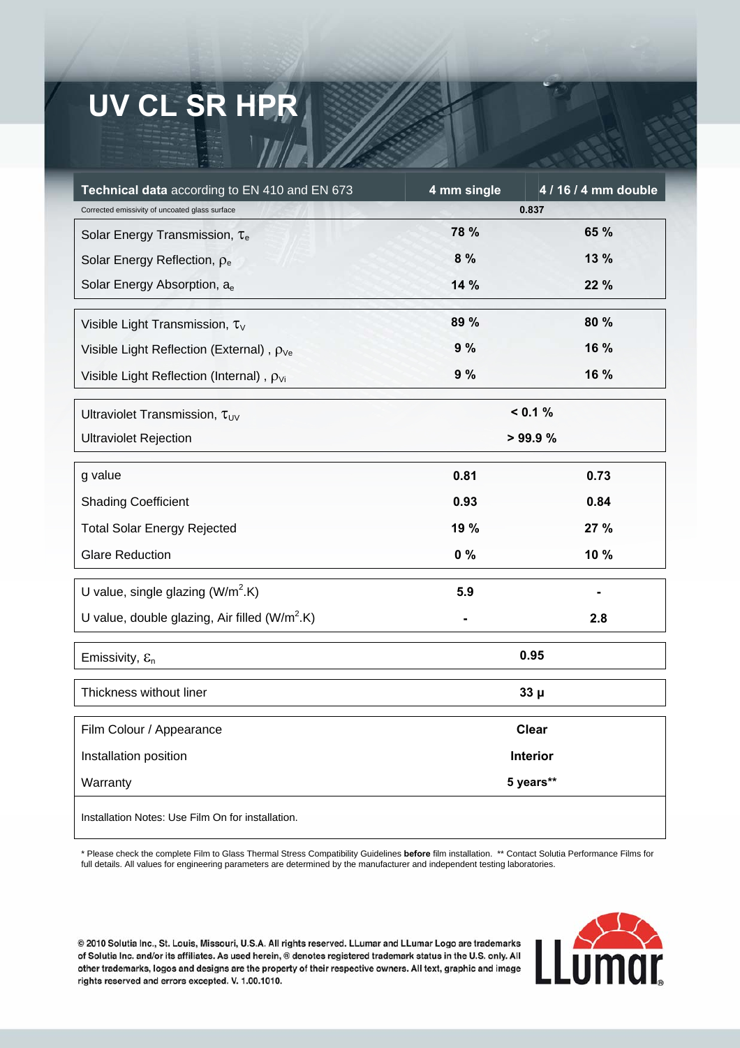# UV CL SR HPR

| **Technical data** according to EN 410 and EN 673 | 4 mm single | 4 / 16 / 4 mm double |
|---|---|---|
| Corrected emissivity of uncoated glass surface | 0.837 | |
| Solar Energy Transmission, $\tau_e$ | **78 %** | **65 %** |
| Solar Energy Reflection, $\rho_e$ | **8 %** | **13 %** |
| Solar Energy Absorption, $a_e$ | **14 %** | **22 %** |
| Visible Light Transmission, $\tau_V$ | **89 %** | **80 %** |
| Visible Light Reflection (External) , $\rho_{Ve}$ | **9 %** | **16 %** |
| Visible Light Reflection (Internal) , $\rho_{Vi}$ | **9 %** | **16 %** |
| Ultraviolet Transmission, $\tau_{UV}$ | **< 0.1 %** | |
| Ultraviolet Rejection | **> 99.9 %** | |
| g value | **0.81** | **0.73** |
| Shading Coefficient | **0.93** | **0.84** |
| Total Solar Energy Rejected | **19 %** | **27 %** |
| Glare Reduction | **0 %** | **10 %** |
| U value, single glazing ($W/m^2.K$) | **5.9** | **-** |
| U value, double glazing, Air filled ($W/m^2.K$) | **-** | **2.8** |
| Emissivity, $\varepsilon_n$ | **0.95** | |
| Thickness without liner | **33 µ** | |
| Film Colour / Appearance | **Clear** | |
| Installation position | **Interior** | |
| Warranty | **5 years**** | |

Installation Notes: Use Film On for installation.

\* Please check the complete Film to Glass Thermal Stress Compatibility Guidelines **before** film installation. ** Contact Solutia Performance Films for full details. All values for engineering parameters are determined by the manufacturer and independent testing laboratories.

© 2010 Solutia Inc., St. Louis, Missouri, U.S.A. All rights reserved. LLumar and LLumar Logo are trademarks of Solutia Inc. and/or its affiliates. As used herein, ® denotes registered trademark status in the U.S. only. All other trademarks, logos and designs are the property of their respective owners. All text, graphic and image rights reserved and errors excepted. V. 1.00.1010.

LLumar®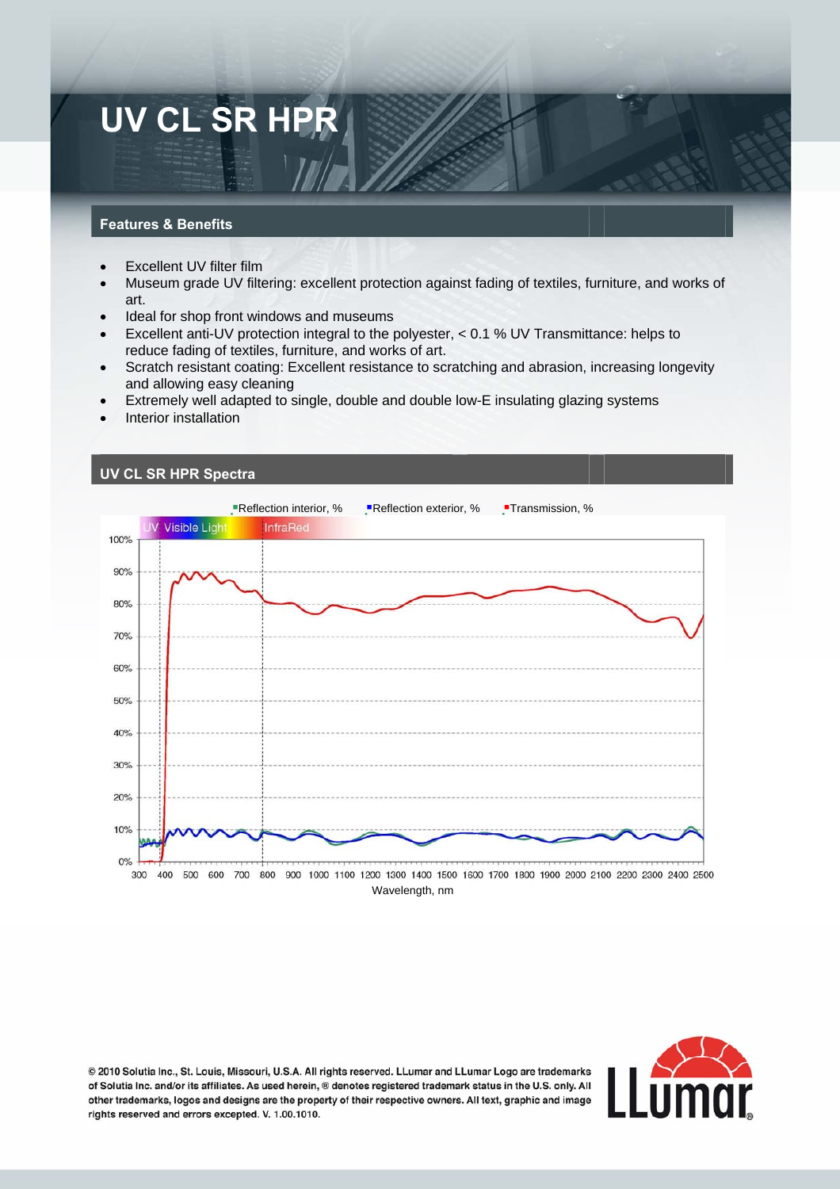# UV CL SR HPR

## Features & Benefits

- Excellent UV filter film
- Museum grade UV filtering: excellent protection against fading of textiles, furniture, and works of art.
- Ideal for shop front windows and museums
- Excellent anti-UV protection integral to the polyester, < 0.1 % UV Transmittance: helps to reduce fading of textiles, furniture, and works of art.
- Scratch resistant coating: Excellent resistance to scratching and abrasion, increasing longevity and allowing easy cleaning
- Extremely well adapted to single, double and double low-E insulating glazing systems
- Interior installation

## UV CL SR HPR Spectra

Reflection interior, %
Reflection exterior, %
Transmission, %

UV Visible Light InfraRed

100%
90%
80%
70%
60%
50%
40%
30%
20%
10%
0%

300 400 500 600 700 800 900 1000 1100 1200 1300 1400 1500 1600 1700 1800 1900 2000 2100 2200 2300 2400 2500

Wavelength, nm

© 2010 Solutia Inc., St. Louis, Missouri, U.S.A. All rights reserved. LLumar and LLumar Logo are trademarks of Solutia Inc. and/or its affiliates. As used herein, ® denotes registered trademark status in the U.S. only. All other trademarks, logos and designs are the property of their respective owners. All text, graphic and image rights reserved and errors excepted. V. 1.00.1010.

LLumar®